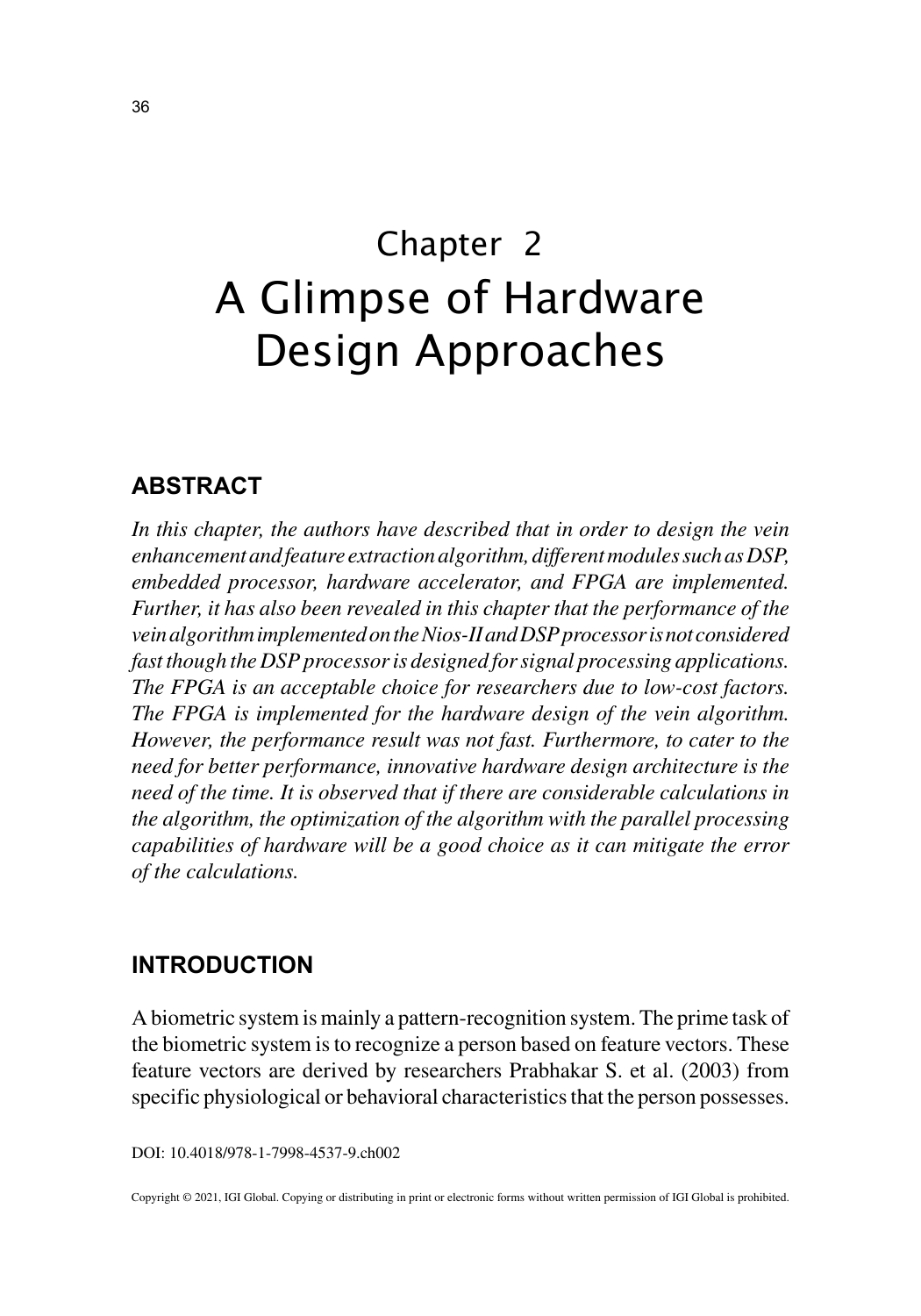# Chapter 2
# A Glimpse of Hardware Design Approaches

## ABSTRACT

*In this chapter, the authors have described that in order to design the vein enhancement and feature extraction algorithm, different modules such as DSP, embedded processor, hardware accelerator, and FPGA are implemented. Further, it has also been revealed in this chapter that the performance of the vein algorithm implemented on the Nios-II and DSP processor is not considered fast though the DSP processor is designed for signal processing applications. The FPGA is an acceptable choice for researchers due to low-cost factors. The FPGA is implemented for the hardware design of the vein algorithm. However, the performance result was not fast. Furthermore, to cater to the need for better performance, innovative hardware design architecture is the need of the time. It is observed that if there are considerable calculations in the algorithm, the optimization of the algorithm with the parallel processing capabilities of hardware will be a good choice as it can mitigate the error of the calculations.*

## INTRODUCTION

A biometric system is mainly a pattern-recognition system. The prime task of the biometric system is to recognize a person based on feature vectors. These feature vectors are derived by researchers Prabhakar S. et al. (2003) from specific physiological or behavioral characteristics that the person possesses.

DOI: 10.4018/978-1-7998-4537-9.ch002

Copyright © 2021, IGI Global. Copying or distributing in print or electronic forms without written permission of IGI Global is prohibited.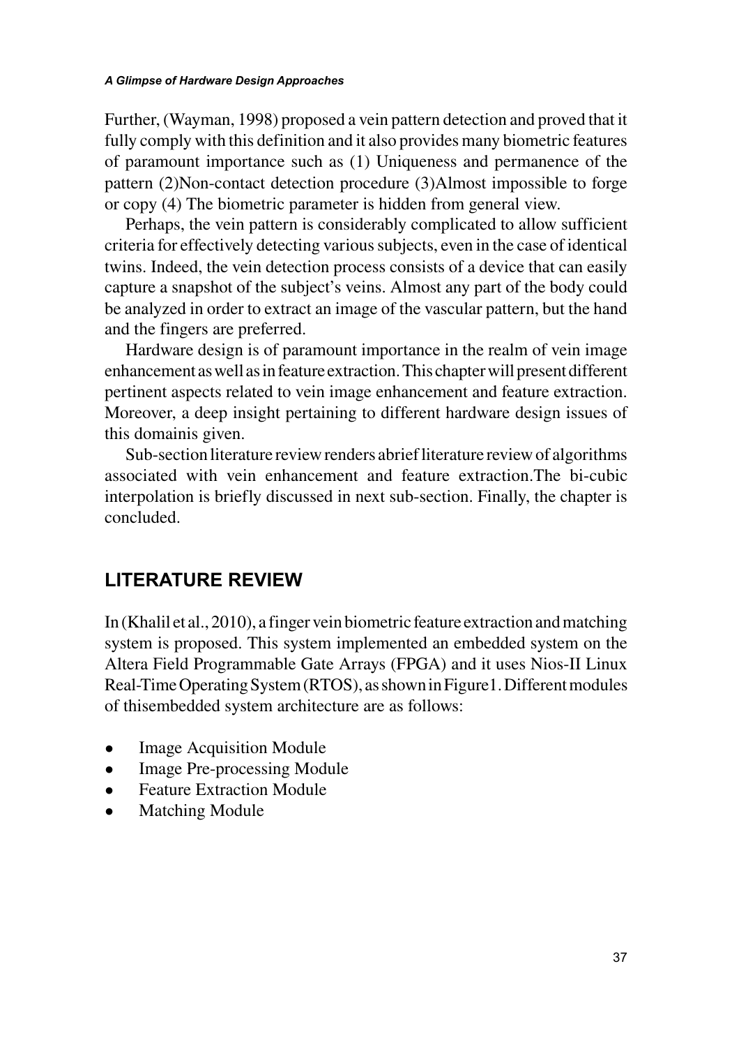Further, (Wayman, 1998) proposed a vein pattern detection and proved that it fully comply with this definition and it also provides many biometric features of paramount importance such as (1) Uniqueness and permanence of the pattern (2)Non-contact detection procedure (3)Almost impossible to forge or copy (4) The biometric parameter is hidden from general view.

Perhaps, the vein pattern is considerably complicated to allow sufficient criteria for effectively detecting various subjects, even in the case of identical twins. Indeed, the vein detection process consists of a device that can easily capture a snapshot of the subject's veins. Almost any part of the body could be analyzed in order to extract an image of the vascular pattern, but the hand and the fingers are preferred.

Hardware design is of paramount importance in the realm of vein image enhancement as well as in feature extraction. This chapter will present different pertinent aspects related to vein image enhancement and feature extraction. Moreover, a deep insight pertaining to different hardware design issues of this domainis given.

Sub-section literature review renders abrief literature review of algorithms associated with vein enhancement and feature extraction.The bi-cubic interpolation is briefly discussed in next sub-section. Finally, the chapter is concluded.

## LITERATURE REVIEW

In (Khalil et al., 2010), a finger vein biometric feature extraction and matching system is proposed. This system implemented an embedded system on the Altera Field Programmable Gate Arrays (FPGA) and it uses Nios-II Linux Real-Time Operating System (RTOS), as shown in Figure1. Different modules of thisembedded system architecture are as follows:

- Image Acquisition Module
- Image Pre-processing Module
- Feature Extraction Module
- Matching Module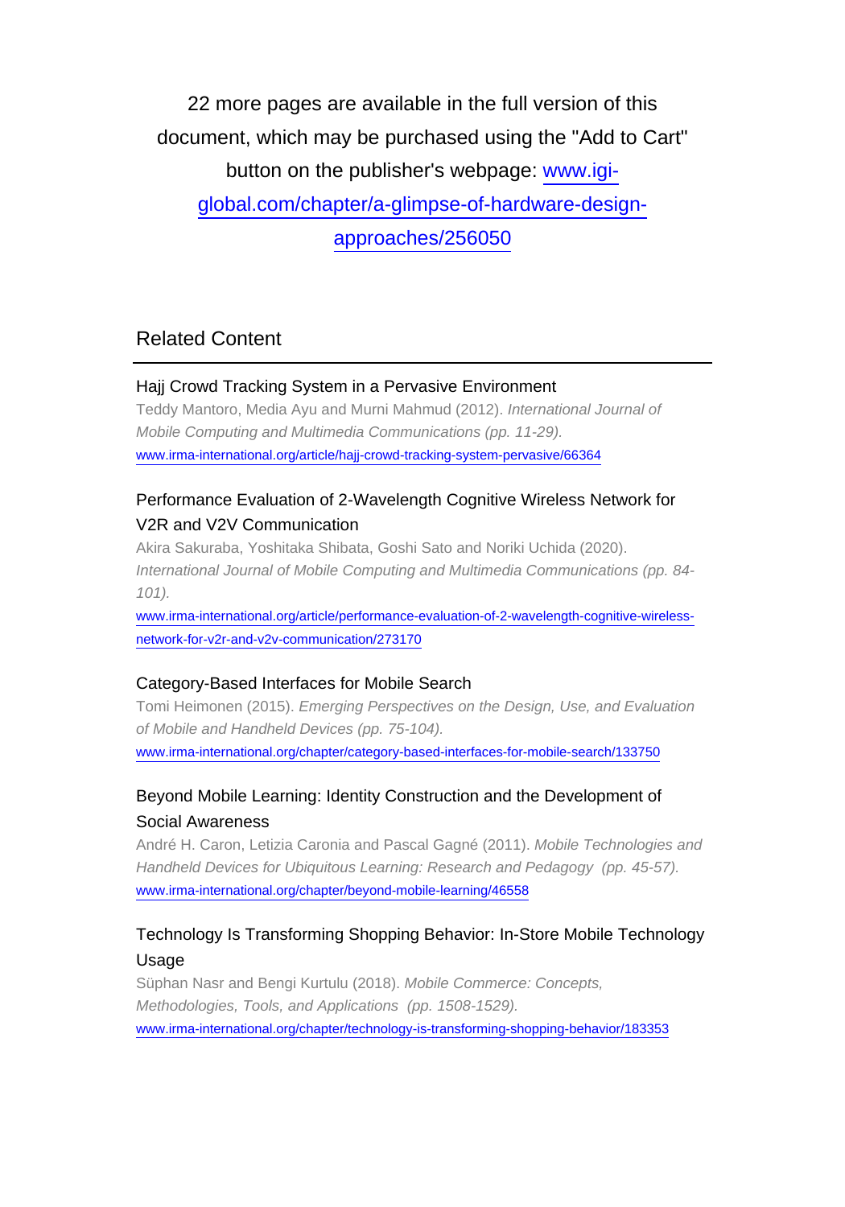22 more pages are available in the full version of this document, which may be purchased using the "Add to Cart" button on the publisher's webpage: [www.igi-global.com/chapter/a-glimpse-of-hardware-design-approaches/256050](www.igi-global.com/chapter/a-glimpse-of-hardware-design-approaches/256050)

## Related Content

### Hajj Crowd Tracking System in a Pervasive Environment

Teddy Mantoro, Media Ayu and Murni Mahmud (2012). *International Journal of Mobile Computing and Multimedia Communications (pp. 11-29).*

[www.irma-international.org/article/hajj-crowd-tracking-system-pervasive/66364](www.irma-international.org/article/hajj-crowd-tracking-system-pervasive/66364)

### Performance Evaluation of 2-Wavelength Cognitive Wireless Network for V2R and V2V Communication

Akira Sakuraba, Yoshitaka Shibata, Goshi Sato and Noriki Uchida (2020). *International Journal of Mobile Computing and Multimedia Communications (pp. 84-101).*

[www.irma-international.org/article/performance-evaluation-of-2-wavelength-cognitive-wireless-network-for-v2r-and-v2v-communication/273170](www.irma-international.org/article/performance-evaluation-of-2-wavelength-cognitive-wireless-network-for-v2r-and-v2v-communication/273170)

### Category-Based Interfaces for Mobile Search

Tomi Heimonen (2015). *Emerging Perspectives on the Design, Use, and Evaluation of Mobile and Handheld Devices (pp. 75-104).*

[www.irma-international.org/chapter/category-based-interfaces-for-mobile-search/133750](www.irma-international.org/chapter/category-based-interfaces-for-mobile-search/133750)

### Beyond Mobile Learning: Identity Construction and the Development of Social Awareness

André H. Caron, Letizia Caronia and Pascal Gagné (2011). *Mobile Technologies and Handheld Devices for Ubiquitous Learning: Research and Pedagogy (pp. 45-57).*

[www.irma-international.org/chapter/beyond-mobile-learning/46558](www.irma-international.org/chapter/beyond-mobile-learning/46558)

### Technology Is Transforming Shopping Behavior: In-Store Mobile Technology Usage

Süphan Nasr and Bengi Kurtulu (2018). *Mobile Commerce: Concepts, Methodologies, Tools, and Applications (pp. 1508-1529).*

[www.irma-international.org/chapter/technology-is-transforming-shopping-behavior/183353](www.irma-international.org/chapter/technology-is-transforming-shopping-behavior/183353)